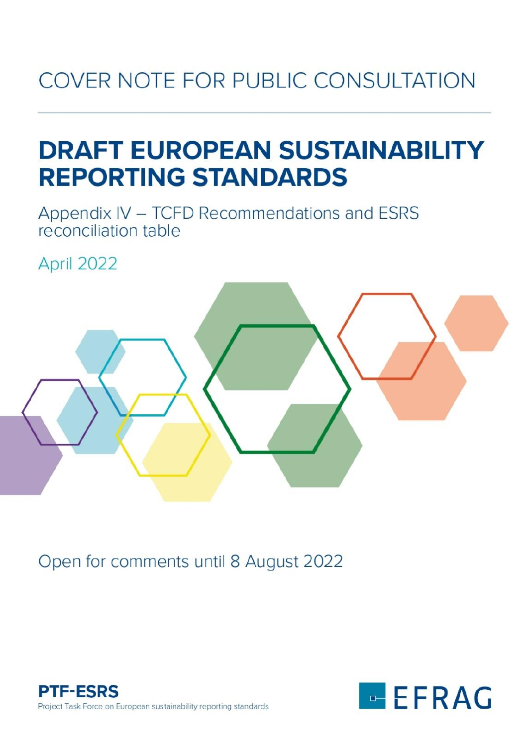# COVER NOTE FOR PUBLIC CONSULTATION

# DRAFT EUROPEAN SUSTAINABILITY REPORTING STANDARDS

## Appendix IV – TCFD Recommendations and ESRS reconciliation table

April 2022

Open for comments until 8 August 2022

**PTF-ESRS**
Project Task Force on European sustainability reporting standards

EFRAG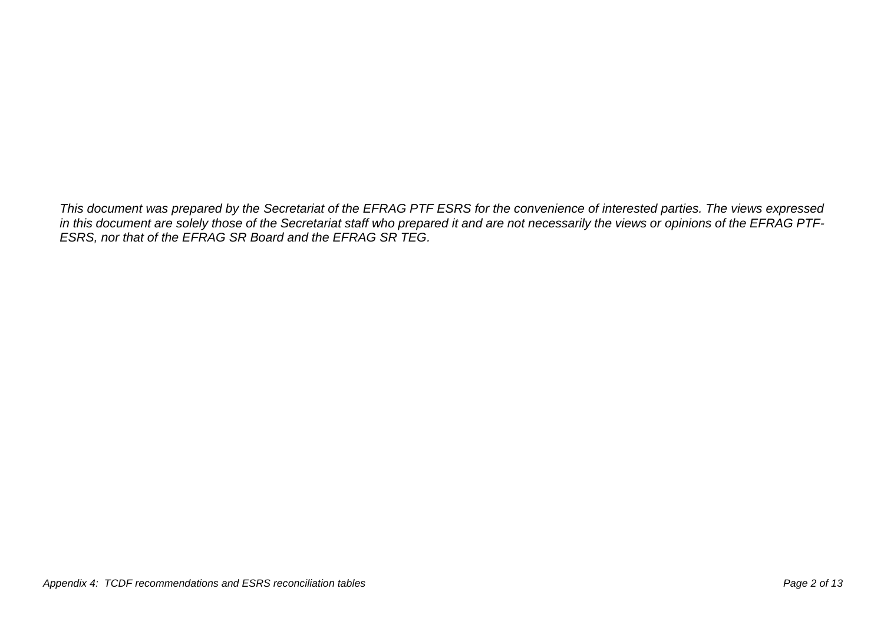*This document was prepared by the Secretariat of the EFRAG PTF ESRS for the convenience of interested parties. The views expressed in this document are solely those of the Secretariat staff who prepared it and are not necessarily the views or opinions of the EFRAG PTF-ESRS, nor that of the EFRAG SR Board and the EFRAG SR TEG.*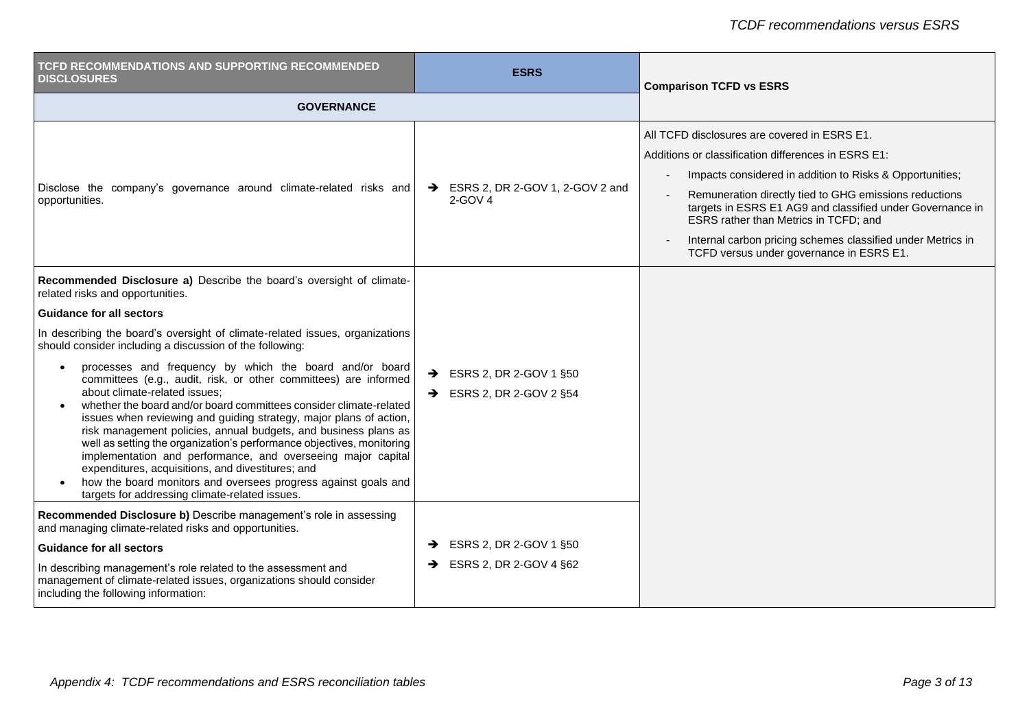| TCFD RECOMMENDATIONS AND SUPPORTING RECOMMENDED DISCLOSURES | ESRS | Comparison TCFD vs ESRS |
|---|---|---|
| **GOVERNANCE** | | |
| Disclose the company's governance around climate-related risks and opportunities. | → ESRS 2, DR 2-GOV 1, 2-GOV 2 and 2-GOV 4 | All TCFD disclosures are covered in ESRS E1.<br><br>Additions or classification differences in ESRS E1:<br>- Impacts considered in addition to Risks & Opportunities;<br>- Remuneration directly tied to GHG emissions reductions targets in ESRS E1 AG9 and classified under Governance in ESRS rather than Metrics in TCFD; and<br>- Internal carbon pricing schemes classified under Metrics in TCFD versus under governance in ESRS E1. |
| **Recommended Disclosure a)** Describe the board's oversight of climate-related risks and opportunities.<br><br>**Guidance for all sectors**<br><br>In describing the board's oversight of climate-related issues, organizations should consider including a discussion of the following:<br>• processes and frequency by which the board and/or board committees (e.g., audit, risk, or other committees) are informed about climate-related issues;<br>• whether the board and/or board committees consider climate-related issues when reviewing and guiding strategy, major plans of action, risk management policies, annual budgets, and business plans as well as setting the organization's performance objectives, monitoring implementation and performance, and overseeing major capital expenditures, acquisitions, and divestitures; and<br>• how the board monitors and oversees progress against goals and targets for addressing climate-related issues. | → ESRS 2, DR 2-GOV 1 §50<br>→ ESRS 2, DR 2-GOV 2 §54 | |
| **Recommended Disclosure b)** Describe management's role in assessing and managing climate-related risks and opportunities.<br><br>**Guidance for all sectors**<br><br>In describing management's role related to the assessment and management of climate-related issues, organizations should consider including the following information: | → ESRS 2, DR 2-GOV 1 §50<br>→ ESRS 2, DR 2-GOV 4 §62 | |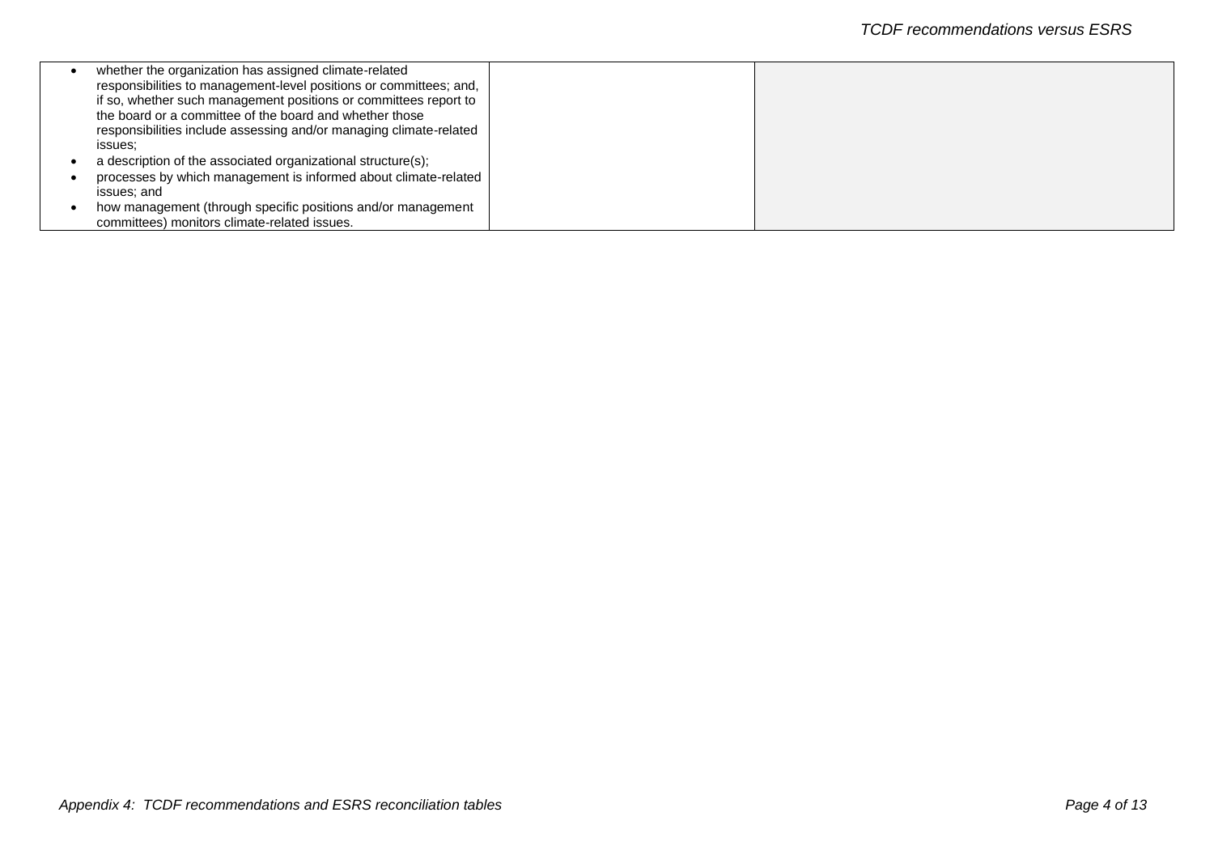| | | |
|---|---|---|
| • whether the organization has assigned climate-related responsibilities to management-level positions or committees; and, if so, whether such management positions or committees report to the board or a committee of the board and whether those responsibilities include assessing and/or managing climate-related issues;<br>• a description of the associated organizational structure(s);<br>• processes by which management is informed about climate-related issues; and<br>• how management (through specific positions and/or management committees) monitors climate-related issues. | | |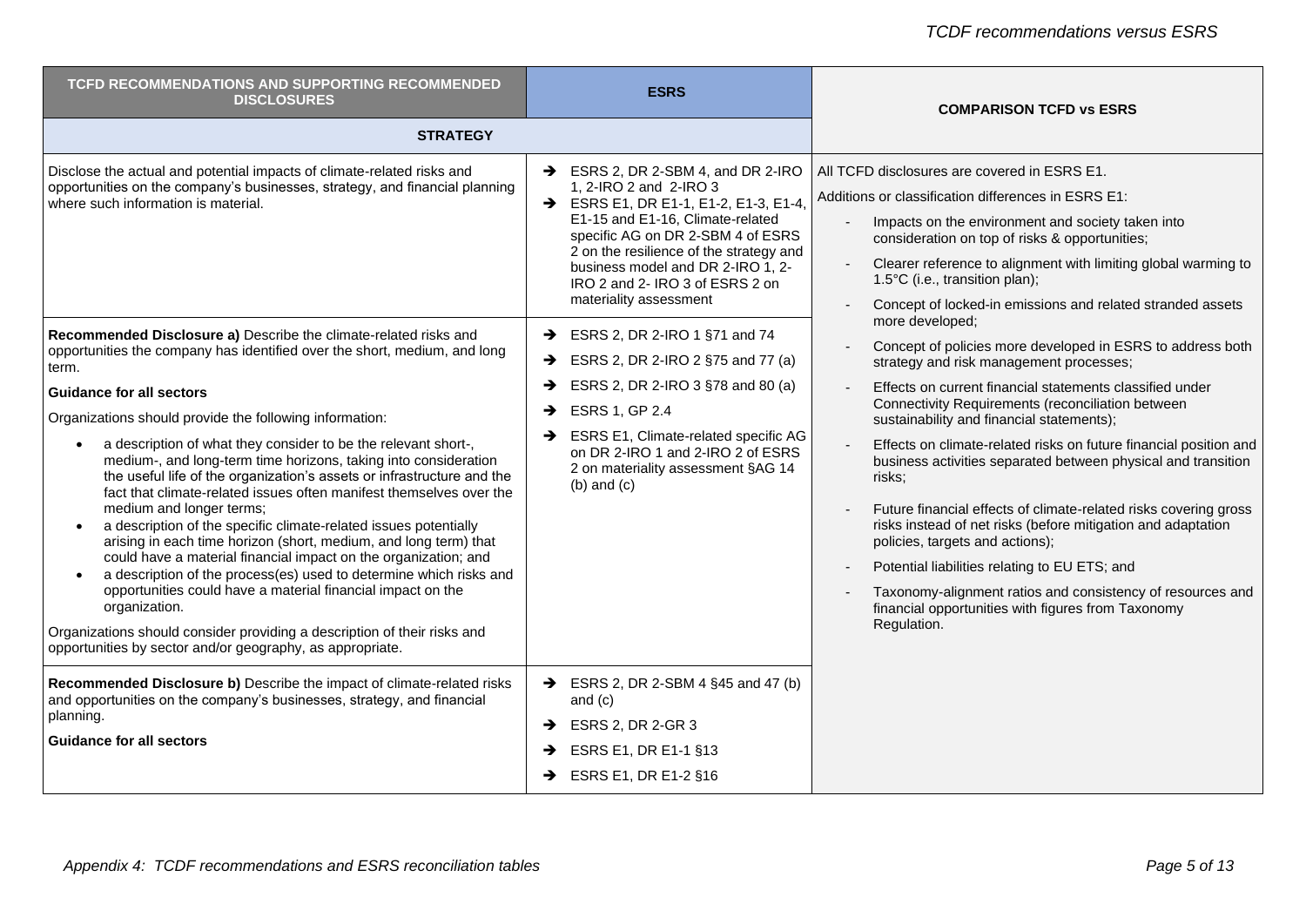| TCFD RECOMMENDATIONS AND SUPPORTING RECOMMENDED DISCLOSURES | ESRS | COMPARISON TCFD vs ESRS |
|---|---|---|
| **STRATEGY** | | |
| Disclose the actual and potential impacts of climate-related risks and opportunities on the company's businesses, strategy, and financial planning where such information is material. | → ESRS 2, DR 2-SBM 4, and DR 2-IRO 1, 2-IRO 2 and 2-IRO 3<br>→ ESRS E1, DR E1-1, E1-2, E1-3, E1-4, E1-15 and E1-16, Climate-related specific AG on DR 2-SBM 4 of ESRS 2 on the resilience of the strategy and business model and DR 2-IRO 1, 2-IRO 2 and 2- IRO 3 of ESRS 2 on materiality assessment | All TCFD disclosures are covered in ESRS E1.<br>Additions or classification differences in ESRS E1:<br>- Impacts on the environment and society taken into consideration on top of risks & opportunities;<br>- Clearer reference to alignment with limiting global warming to 1.5°C (i.e., transition plan);<br>- Concept of locked-in emissions and related stranded assets more developed;<br>- Concept of policies more developed in ESRS to address both strategy and risk management processes;<br>- Effects on current financial statements classified under Connectivity Requirements (reconciliation between sustainability and financial statements);<br>- Effects on climate-related risks on future financial position and business activities separated between physical and transition risks;<br>- Future financial effects of climate-related risks covering gross risks instead of net risks (before mitigation and adaptation policies, targets and actions);<br>- Potential liabilities relating to EU ETS; and<br>- Taxonomy-alignment ratios and consistency of resources and financial opportunities with figures from Taxonomy Regulation. |
| **Recommended Disclosure a)** Describe the climate-related risks and opportunities the company has identified over the short, medium, and long term.<br>**Guidance for all sectors**<br>Organizations should provide the following information:<br>• a description of what they consider to be the relevant short-, medium-, and long-term time horizons, taking into consideration the useful life of the organization's assets or infrastructure and the fact that climate-related issues often manifest themselves over the medium and longer terms;<br>• a description of the specific climate-related issues potentially arising in each time horizon (short, medium, and long term) that could have a material financial impact on the organization; and<br>• a description of the process(es) used to determine which risks and opportunities could have a material financial impact on the organization.<br>Organizations should consider providing a description of their risks and opportunities by sector and/or geography, as appropriate. | → ESRS 2, DR 2-IRO 1 §71 and 74<br>→ ESRS 2, DR 2-IRO 2 §75 and 77 (a)<br>→ ESRS 2, DR 2-IRO 3 §78 and 80 (a)<br>→ ESRS 1, GP 2.4<br>→ ESRS E1, Climate-related specific AG on DR 2-IRO 1 and 2-IRO 2 of ESRS 2 on materiality assessment §AG 14 (b) and (c) | |
| **Recommended Disclosure b)** Describe the impact of climate-related risks and opportunities on the company's businesses, strategy, and financial planning.<br>**Guidance for all sectors** | → ESRS 2, DR 2-SBM 4 §45 and 47 (b) and (c)<br>→ ESRS 2, DR 2-GR 3<br>→ ESRS E1, DR E1-1 §13<br>→ ESRS E1, DR E1-2 §16 | |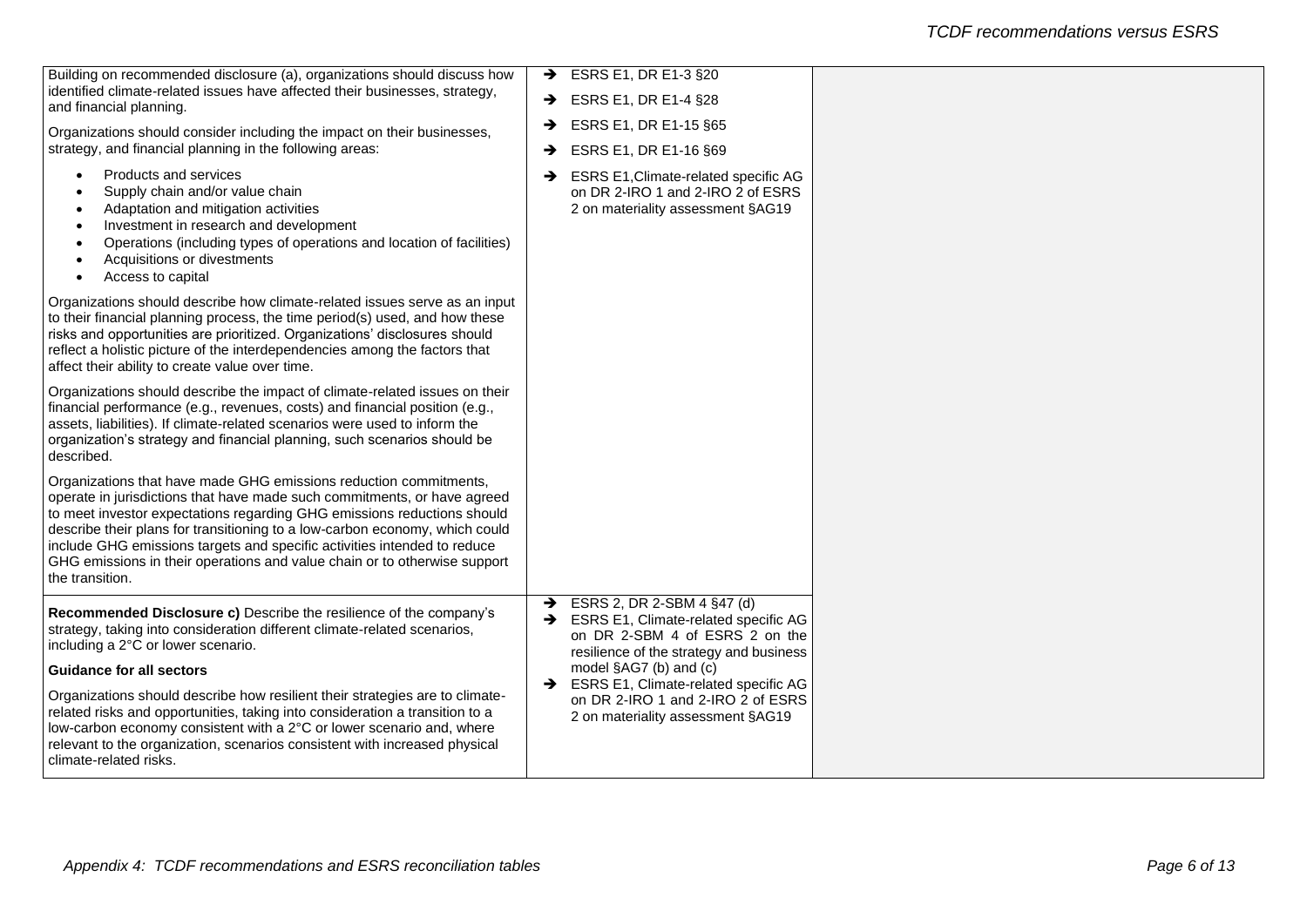| | | |
|---|---|---|
| Building on recommended disclosure (a), organizations should discuss how identified climate-related issues have affected their businesses, strategy, and financial planning.<br><br>Organizations should consider including the impact on their businesses, strategy, and financial planning in the following areas:<br><br>• Products and services<br>• Supply chain and/or value chain<br>• Adaptation and mitigation activities<br>• Investment in research and development<br>• Operations (including types of operations and location of facilities)<br>• Acquisitions or divestments<br>• Access to capital<br><br>Organizations should describe how climate-related issues serve as an input to their financial planning process, the time period(s) used, and how these risks and opportunities are prioritized. Organizations' disclosures should reflect a holistic picture of the interdependencies among the factors that affect their ability to create value over time.<br><br>Organizations should describe the impact of climate-related issues on their financial performance (e.g., revenues, costs) and financial position (e.g., assets, liabilities). If climate-related scenarios were used to inform the organization's strategy and financial planning, such scenarios should be described.<br><br>Organizations that have made GHG emissions reduction commitments, operate in jurisdictions that have made such commitments, or have agreed to meet investor expectations regarding GHG emissions reductions should describe their plans for transitioning to a low-carbon economy, which could include GHG emissions targets and specific activities intended to reduce GHG emissions in their operations and value chain or to otherwise support the transition. | → ESRS E1, DR E1-3 §20<br>→ ESRS E1, DR E1-4 §28<br>→ ESRS E1, DR E1-15 §65<br>→ ESRS E1, DR E1-16 §69<br>→ ESRS E1,Climate-related specific AG on DR 2-IRO 1 and 2-IRO 2 of ESRS 2 on materiality assessment §AG19 | |
| **Recommended Disclosure c)** Describe the resilience of the company's strategy, taking into consideration different climate-related scenarios, including a 2°C or lower scenario.<br><br>**Guidance for all sectors**<br><br>Organizations should describe how resilient their strategies are to climate-related risks and opportunities, taking into consideration a transition to a low-carbon economy consistent with a 2°C or lower scenario and, where relevant to the organization, scenarios consistent with increased physical climate-related risks. | → ESRS 2, DR 2-SBM 4 §47 (d)<br>→ ESRS E1, Climate-related specific AG on DR 2-SBM 4 of ESRS 2 on the resilience of the strategy and business model §AG7 (b) and (c)<br>→ ESRS E1, Climate-related specific AG on DR 2-IRO 1 and 2-IRO 2 of ESRS 2 on materiality assessment §AG19 | |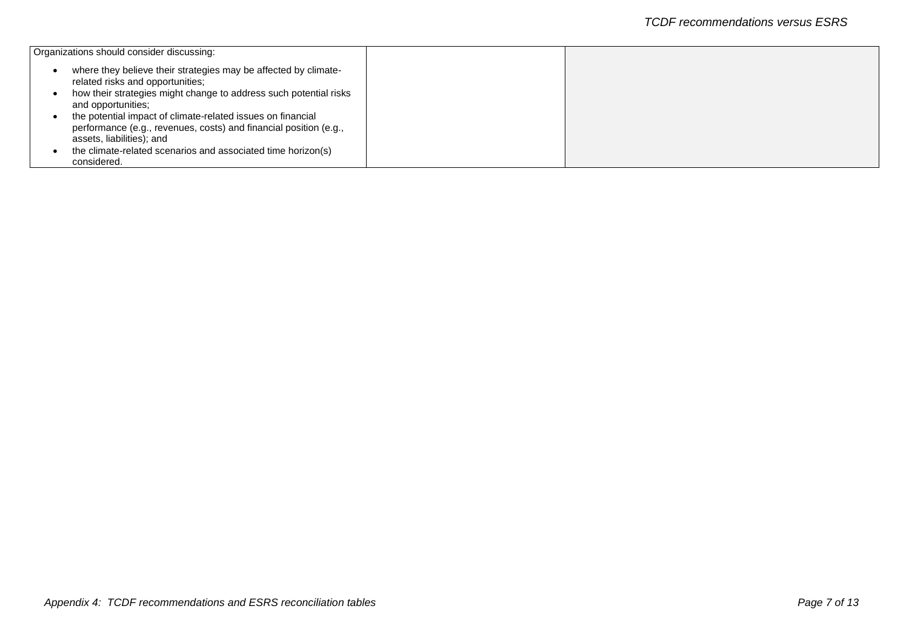| | | |
|---|---|---|
| Organizations should consider discussing:<br>• where they believe their strategies may be affected by climate-related risks and opportunities;<br>• how their strategies might change to address such potential risks and opportunities;<br>• the potential impact of climate-related issues on financial performance (e.g., revenues, costs) and financial position (e.g., assets, liabilities); and<br>• the climate-related scenarios and associated time horizon(s) considered. | | |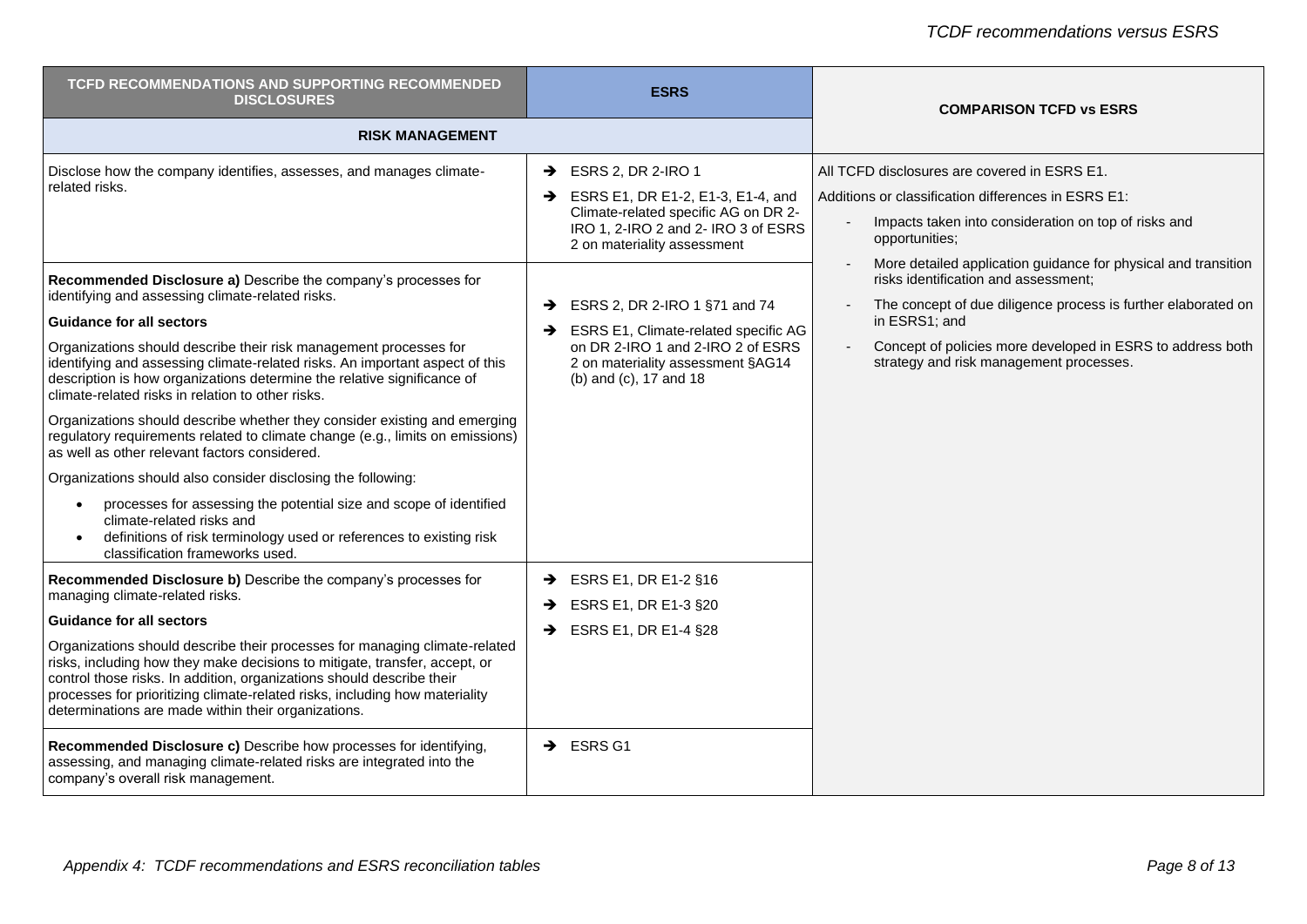| TCFD RECOMMENDATIONS AND SUPPORTING RECOMMENDED DISCLOSURES | ESRS | COMPARISON TCFD vs ESRS |
|---|---|---|
| **RISK MANAGEMENT** | | |
| Disclose how the company identifies, assesses, and manages climate-related risks. | → ESRS 2, DR 2-IRO 1<br>→ ESRS E1, DR E1-2, E1-3, E1-4, and Climate-related specific AG on DR 2-IRO 1, 2-IRO 2 and 2- IRO 3 of ESRS 2 on materiality assessment | All TCFD disclosures are covered in ESRS E1.<br>Additions or classification differences in ESRS E1:<br>- Impacts taken into consideration on top of risks and opportunities;<br>- More detailed application guidance for physical and transition risks identification and assessment;<br>- The concept of due diligence process is further elaborated on in ESRS1; and<br>- Concept of policies more developed in ESRS to address both strategy and risk management processes. |
| **Recommended Disclosure a)** Describe the company's processes for identifying and assessing climate-related risks.<br>**Guidance for all sectors**<br>Organizations should describe their risk management processes for identifying and assessing climate-related risks. An important aspect of this description is how organizations determine the relative significance of climate-related risks in relation to other risks.<br>Organizations should describe whether they consider existing and emerging regulatory requirements related to climate change (e.g., limits on emissions) as well as other relevant factors considered.<br>Organizations should also consider disclosing the following:<br>• processes for assessing the potential size and scope of identified climate-related risks and<br>• definitions of risk terminology used or references to existing risk classification frameworks used. | → ESRS 2, DR 2-IRO 1 §71 and 74<br>→ ESRS E1, Climate-related specific AG on DR 2-IRO 1 and 2-IRO 2 of ESRS 2 on materiality assessment §AG14 (b) and (c), 17 and 18 | |
| **Recommended Disclosure b)** Describe the company's processes for managing climate-related risks.<br>**Guidance for all sectors**<br>Organizations should describe their processes for managing climate-related risks, including how they make decisions to mitigate, transfer, accept, or control those risks. In addition, organizations should describe their processes for prioritizing climate-related risks, including how materiality determinations are made within their organizations. | → ESRS E1, DR E1-2 §16<br>→ ESRS E1, DR E1-3 §20<br>→ ESRS E1, DR E1-4 §28 | |
| **Recommended Disclosure c)** Describe how processes for identifying, assessing, and managing climate-related risks are integrated into the company's overall risk management. | → ESRS G1 | |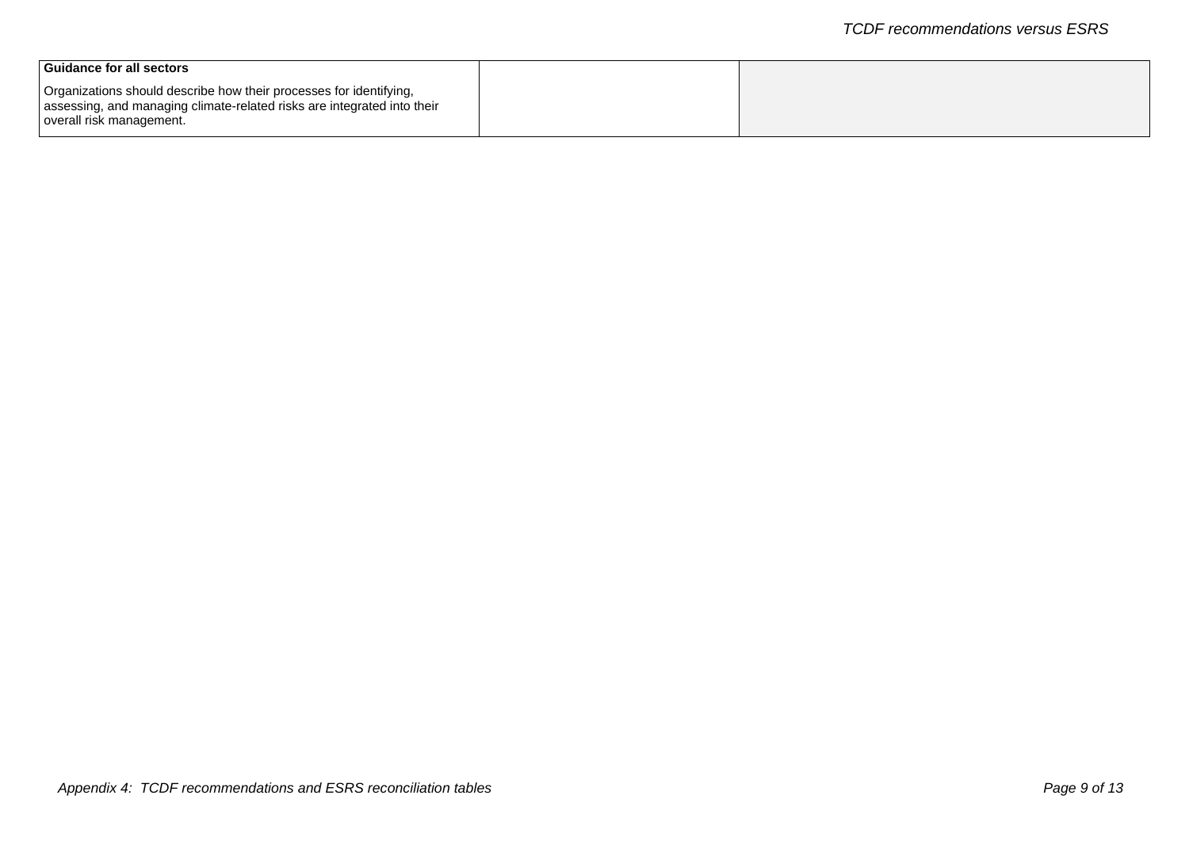| **Guidance for all sectors**<br><br>Organizations should describe how their processes for identifying, assessing, and managing climate-related risks are integrated into their overall risk management. | | |
|---|---|---|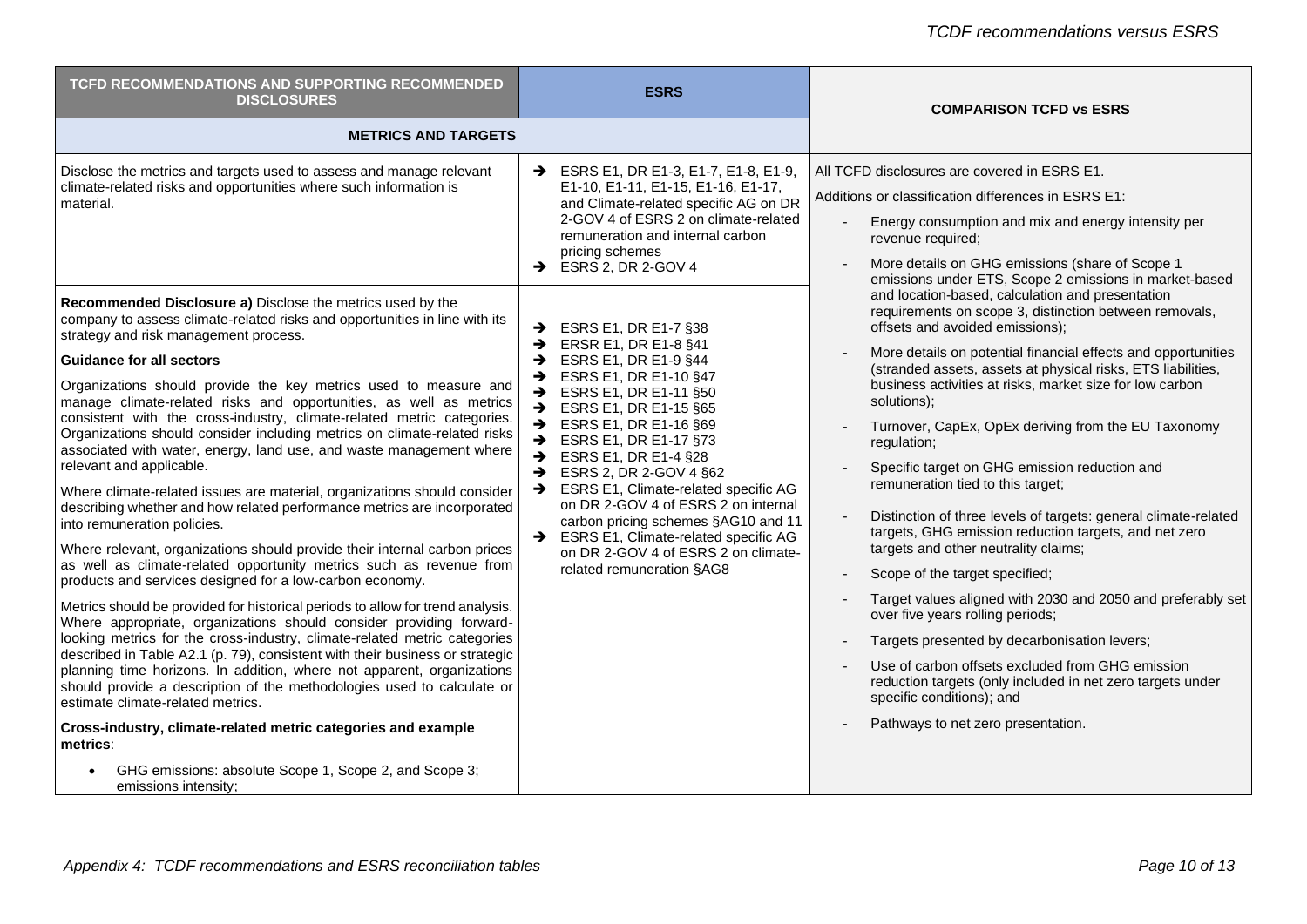| TCFD RECOMMENDATIONS AND SUPPORTING RECOMMENDED DISCLOSURES | ESRS | COMPARISON TCFD vs ESRS |
|---|---|---|
| **METRICS AND TARGETS** | | |
| Disclose the metrics and targets used to assess and manage relevant climate-related risks and opportunities where such information is material. | → ESRS E1, DR E1-3, E1-7, E1-8, E1-9, E1-10, E1-11, E1-15, E1-16, E1-17, and Climate-related specific AG on DR 2-GOV 4 of ESRS 2 on climate-related remuneration and internal carbon pricing schemes<br>→ ESRS 2, DR 2-GOV 4 | All TCFD disclosures are covered in ESRS E1.<br>Additions or classification differences in ESRS E1:<br>- Energy consumption and mix and energy intensity per revenue required;<br>- More details on GHG emissions (share of Scope 1 emissions under ETS, Scope 2 emissions in market-based and location-based, calculation and presentation requirements on scope 3, distinction between removals, offsets and avoided emissions);<br>- More details on potential financial effects and opportunities (stranded assets, assets at physical risks, ETS liabilities, business activities at risks, market size for low carbon solutions);<br>- Turnover, CapEx, OpEx deriving from the EU Taxonomy regulation;<br>- Specific target on GHG emission reduction and remuneration tied to this target;<br>- Distinction of three levels of targets: general climate-related targets, GHG emission reduction targets, and net zero targets and other neutrality claims;<br>- Scope of the target specified;<br>- Target values aligned with 2030 and 2050 and preferably set over five years rolling periods;<br>- Targets presented by decarbonisation levers;<br>- Use of carbon offsets excluded from GHG emission reduction targets (only included in net zero targets under specific conditions); and<br>- Pathways to net zero presentation. |
| **Recommended Disclosure a)** Disclose the metrics used by the company to assess climate-related risks and opportunities in line with its strategy and risk management process.<br>**Guidance for all sectors**<br>Organizations should provide the key metrics used to measure and manage climate-related risks and opportunities, as well as metrics consistent with the cross-industry, climate-related metric categories. Organizations should consider including metrics on climate-related risks associated with water, energy, land use, and waste management where relevant and applicable.<br>Where climate-related issues are material, organizations should consider describing whether and how related performance metrics are incorporated into remuneration policies.<br>Where relevant, organizations should provide their internal carbon prices as well as climate-related opportunity metrics such as revenue from products and services designed for a low-carbon economy.<br>Metrics should be provided for historical periods to allow for trend analysis. Where appropriate, organizations should consider providing forward-looking metrics for the cross-industry, climate-related metric categories described in Table A2.1 (p. 79), consistent with their business or strategic planning time horizons. In addition, where not apparent, organizations should provide a description of the methodologies used to calculate or estimate climate-related metrics.<br>**Cross-industry, climate-related metric categories and example metrics**:<br>• GHG emissions: absolute Scope 1, Scope 2, and Scope 3; emissions intensity; | → ESRS E1, DR E1-7 §38<br>→ ERSR E1, DR E1-8 §41<br>→ ESRS E1, DR E1-9 §44<br>→ ESRS E1, DR E1-10 §47<br>→ ESRS E1, DR E1-11 §50<br>→ ESRS E1, DR E1-15 §65<br>→ ESRS E1, DR E1-16 §69<br>→ ESRS E1, DR E1-17 §73<br>→ ESRS E1, DR E1-4 §28<br>→ ESRS 2, DR 2-GOV 4 §62<br>→ ESRS E1, Climate-related specific AG on DR 2-GOV 4 of ESRS 2 on internal carbon pricing schemes §AG10 and 11<br>→ ESRS E1, Climate-related specific AG on DR 2-GOV 4 of ESRS 2 on climate-related remuneration §AG8 | |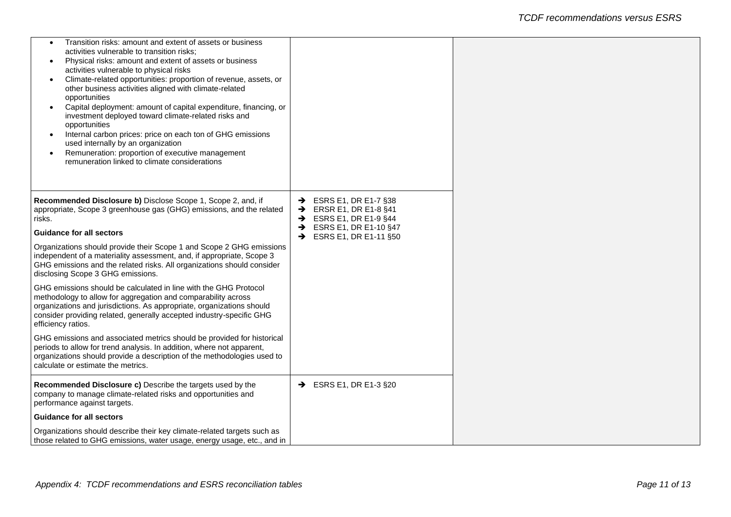| | | |
|---|---|---|
| • Transition risks: amount and extent of assets or business activities vulnerable to transition risks;<br>• Physical risks: amount and extent of assets or business activities vulnerable to physical risks<br>• Climate-related opportunities: proportion of revenue, assets, or other business activities aligned with climate-related opportunities<br>• Capital deployment: amount of capital expenditure, financing, or investment deployed toward climate-related risks and opportunities<br>• Internal carbon prices: price on each ton of GHG emissions used internally by an organization<br>• Remuneration: proportion of executive management remuneration linked to climate considerations | | |
| **Recommended Disclosure b)** Disclose Scope 1, Scope 2, and, if appropriate, Scope 3 greenhouse gas (GHG) emissions, and the related risks.<br><br>**Guidance for all sectors**<br><br>Organizations should provide their Scope 1 and Scope 2 GHG emissions independent of a materiality assessment, and, if appropriate, Scope 3 GHG emissions and the related risks. All organizations should consider disclosing Scope 3 GHG emissions.<br><br>GHG emissions should be calculated in line with the GHG Protocol methodology to allow for aggregation and comparability across organizations and jurisdictions. As appropriate, organizations should consider providing related, generally accepted industry-specific GHG efficiency ratios.<br><br>GHG emissions and associated metrics should be provided for historical periods to allow for trend analysis. In addition, where not apparent, organizations should provide a description of the methodologies used to calculate or estimate the metrics. | ➔ ESRS E1, DR E1-7 §38<br>➔ ERSR E1, DR E1-8 §41<br>➔ ESRS E1, DR E1-9 §44<br>➔ ESRS E1, DR E1-10 §47<br>➔ ESRS E1, DR E1-11 §50 | |
| **Recommended Disclosure c)** Describe the targets used by the company to manage climate-related risks and opportunities and performance against targets.<br><br>**Guidance for all sectors**<br><br>Organizations should describe their key climate-related targets such as those related to GHG emissions, water usage, energy usage, etc., and in | ➔ ESRS E1, DR E1-3 §20 | |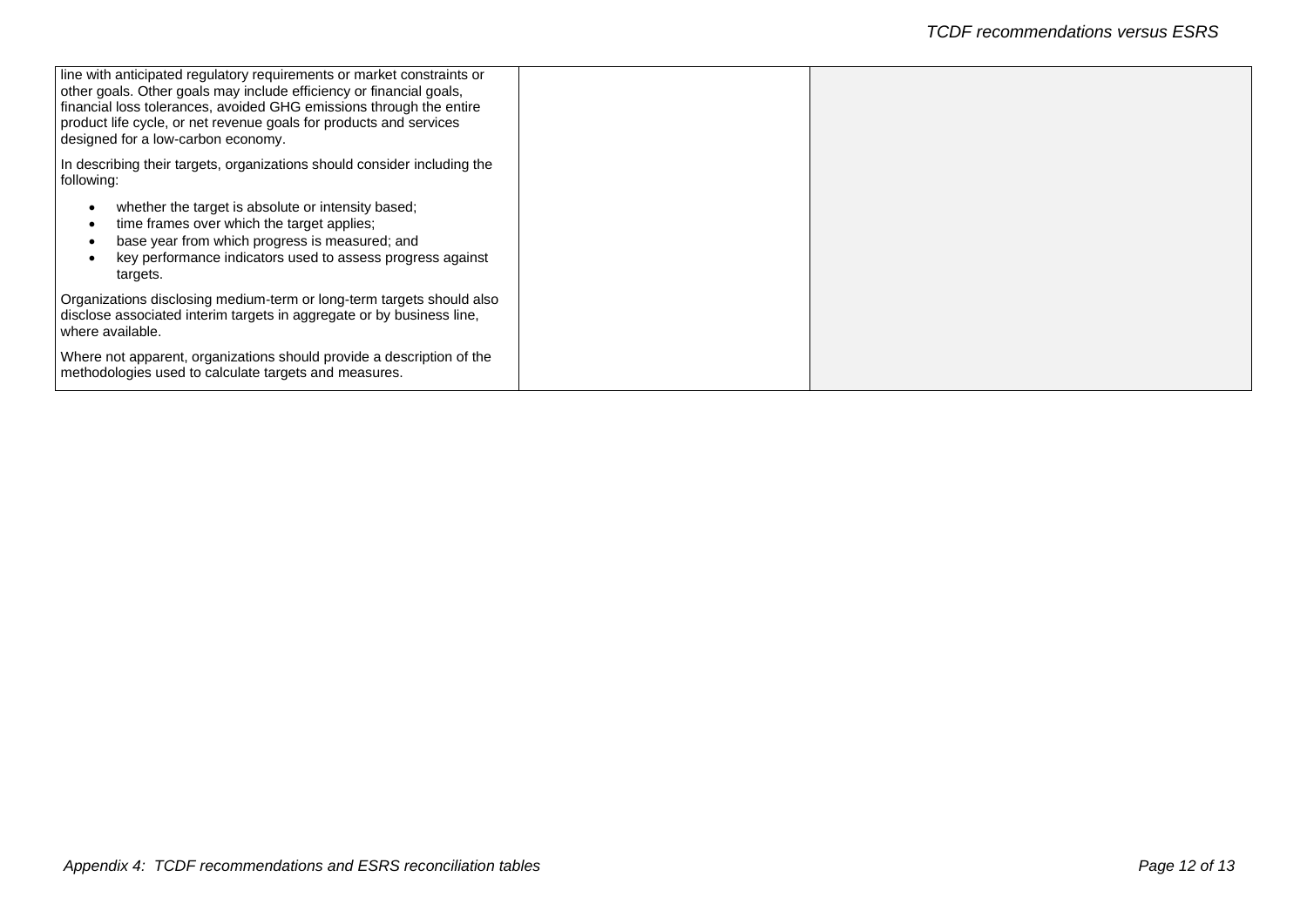| | | |
|---|---|---|
| line with anticipated regulatory requirements or market constraints or other goals. Other goals may include efficiency or financial goals, financial loss tolerances, avoided GHG emissions through the entire product life cycle, or net revenue goals for products and services designed for a low-carbon economy.<br><br>In describing their targets, organizations should consider including the following:<br><br>• whether the target is absolute or intensity based;<br>• time frames over which the target applies;<br>• base year from which progress is measured; and<br>• key performance indicators used to assess progress against targets.<br><br>Organizations disclosing medium-term or long-term targets should also disclose associated interim targets in aggregate or by business line, where available.<br><br>Where not apparent, organizations should provide a description of the methodologies used to calculate targets and measures. | | |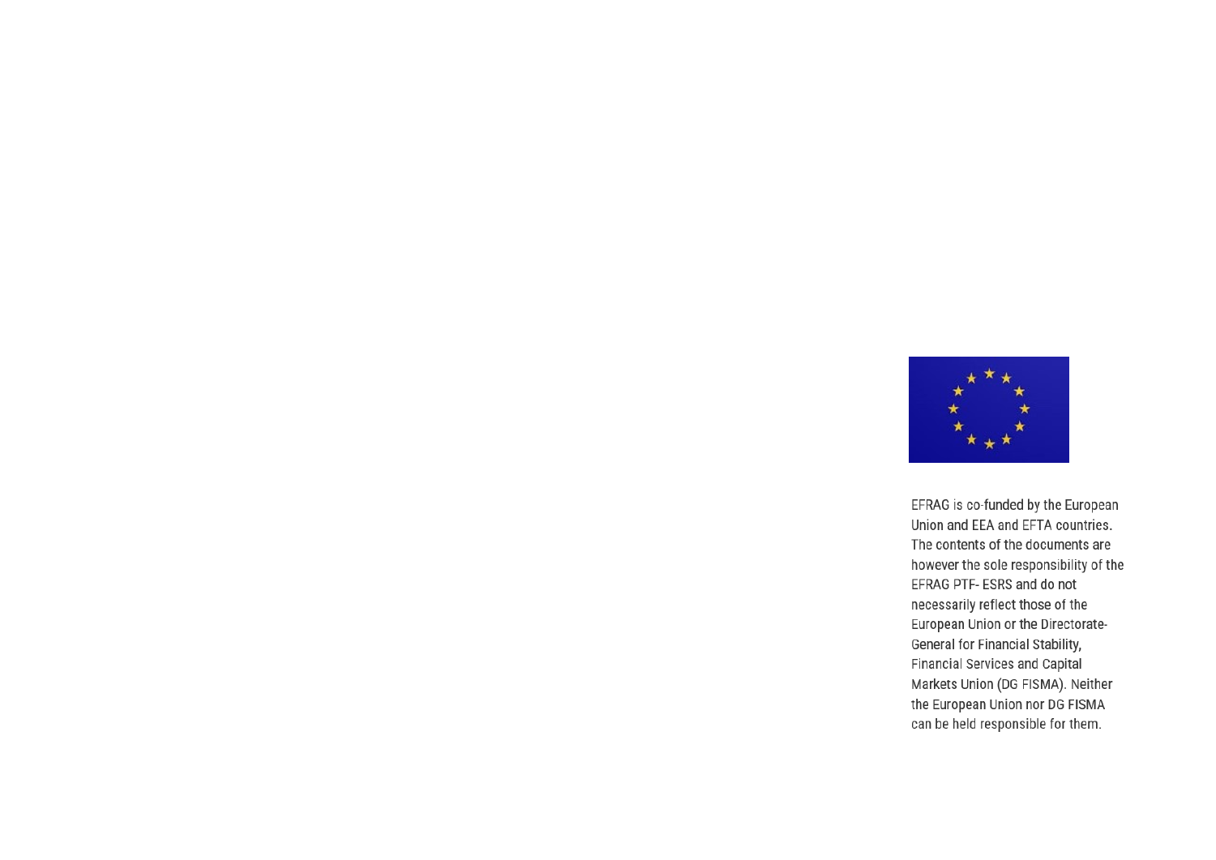EFRAG is co-funded by the European Union and EEA and EFTA countries. The contents of the documents are however the sole responsibility of the EFRAG PTF- ESRS and do not necessarily reflect those of the European Union or the Directorate-General for Financial Stability, Financial Services and Capital Markets Union (DG FISMA). Neither the European Union nor DG FISMA can be held responsible for them.